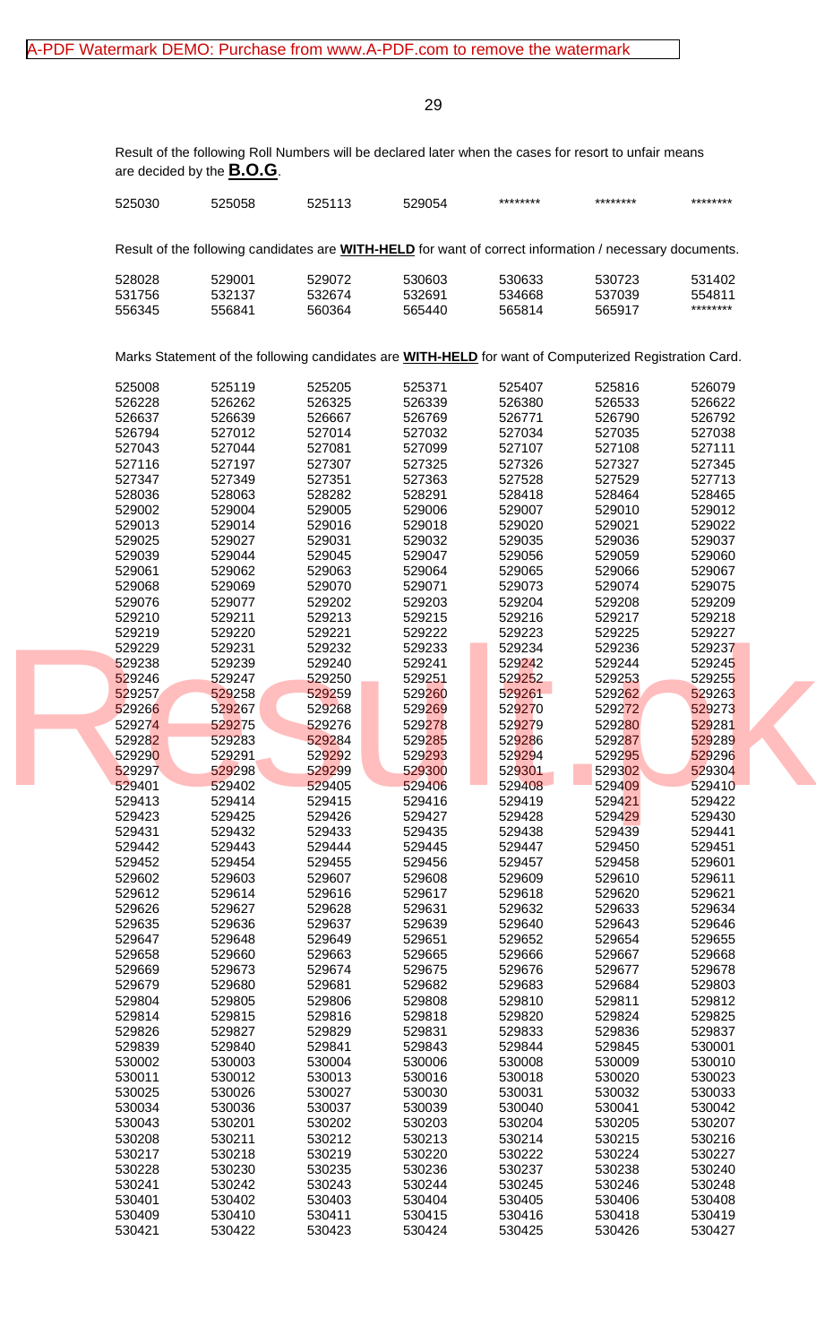Result of the following Roll Numbers will be declared later when the cases for resort to unfair means are decided by the **B.O.G**.

| | | | | | | |
|---|---|---|---|---|---|---|
| 525030 | 525058 | 525113 | 529054 | ******** | ******** | ******** |

Result of the following candidates are **WITH-HELD** for want of correct information / necessary documents.

| | | | | | | |
|---|---|---|---|---|---|---|
| 528028 | 529001 | 529072 | 530603 | 530633 | 530723 | 531402 |
| 531756 | 532137 | 532674 | 532691 | 534668 | 537039 | 554811 |
| 556345 | 556841 | 560364 | 565440 | 565814 | 565917 | ******** |

Marks Statement of the following candidates are **WITH-HELD** for want of Computerized Registration Card.

| | | | | | | |
|---|---|---|---|---|---|---|
| 525008 | 525119 | 525205 | 525371 | 525407 | 525816 | 526079 |
| 526228 | 526262 | 526325 | 526339 | 526380 | 526533 | 526622 |
| 526637 | 526639 | 526667 | 526769 | 526771 | 526790 | 526792 |
| 526794 | 527012 | 527014 | 527032 | 527034 | 527035 | 527038 |
| 527043 | 527044 | 527081 | 527099 | 527107 | 527108 | 527111 |
| 527116 | 527197 | 527307 | 527325 | 527326 | 527327 | 527345 |
| 527347 | 527349 | 527351 | 527363 | 527528 | 527529 | 527713 |
| 528036 | 528063 | 528282 | 528291 | 528418 | 528464 | 528465 |
| 529002 | 529004 | 529005 | 529006 | 529007 | 529010 | 529012 |
| 529013 | 529014 | 529016 | 529018 | 529020 | 529021 | 529022 |
| 529025 | 529027 | 529031 | 529032 | 529035 | 529036 | 529037 |
| 529039 | 529044 | 529045 | 529047 | 529056 | 529059 | 529060 |
| 529061 | 529062 | 529063 | 529064 | 529065 | 529066 | 529067 |
| 529068 | 529069 | 529070 | 529071 | 529073 | 529074 | 529075 |
| 529076 | 529077 | 529202 | 529203 | 529204 | 529208 | 529209 |
| 529210 | 529211 | 529213 | 529215 | 529216 | 529217 | 529218 |
| 529219 | 529220 | 529221 | 529222 | 529223 | 529225 | 529227 |
| 529229 | 529231 | 529232 | 529233 | 529234 | 529236 | 529237 |
| 529238 | 529239 | 529240 | 529241 | 529242 | 529244 | 529245 |
| 529246 | 529247 | 529250 | 529251 | 529252 | 529253 | 529255 |
| 529257 | 529258 | 529259 | 529260 | 529261 | 529262 | 529263 |
| 529266 | 529267 | 529268 | 529269 | 529270 | 529272 | 529273 |
| 529274 | 529275 | 529276 | 529278 | 529279 | 529280 | 529281 |
| 529282 | 529283 | 529284 | 529285 | 529286 | 529287 | 529289 |
| 529290 | 529291 | 529292 | 529293 | 529294 | 529295 | 529296 |
| 529297 | 529298 | 529299 | 529300 | 529301 | 529302 | 529304 |
| 529401 | 529402 | 529405 | 529406 | 529408 | 529409 | 529410 |
| 529413 | 529414 | 529415 | 529416 | 529419 | 529421 | 529422 |
| 529423 | 529425 | 529426 | 529427 | 529428 | 529429 | 529430 |
| 529431 | 529432 | 529433 | 529435 | 529438 | 529439 | 529441 |
| 529442 | 529443 | 529444 | 529445 | 529447 | 529450 | 529451 |
| 529452 | 529454 | 529455 | 529456 | 529457 | 529458 | 529601 |
| 529602 | 529603 | 529607 | 529608 | 529609 | 529610 | 529611 |
| 529612 | 529614 | 529616 | 529617 | 529618 | 529620 | 529621 |
| 529626 | 529627 | 529628 | 529631 | 529632 | 529633 | 529634 |
| 529635 | 529636 | 529637 | 529639 | 529640 | 529643 | 529646 |
| 529647 | 529648 | 529649 | 529651 | 529652 | 529654 | 529655 |
| 529658 | 529660 | 529663 | 529665 | 529666 | 529667 | 529668 |
| 529669 | 529673 | 529674 | 529675 | 529676 | 529677 | 529678 |
| 529679 | 529680 | 529681 | 529682 | 529683 | 529684 | 529803 |
| 529804 | 529805 | 529806 | 529808 | 529810 | 529811 | 529812 |
| 529814 | 529815 | 529816 | 529818 | 529820 | 529824 | 529825 |
| 529826 | 529827 | 529829 | 529831 | 529833 | 529836 | 529837 |
| 529839 | 529840 | 529841 | 529843 | 529844 | 529845 | 530001 |
| 530002 | 530003 | 530004 | 530006 | 530008 | 530009 | 530010 |
| 530011 | 530012 | 530013 | 530016 | 530018 | 530020 | 530023 |
| 530025 | 530026 | 530027 | 530030 | 530031 | 530032 | 530033 |
| 530034 | 530036 | 530037 | 530039 | 530040 | 530041 | 530042 |
| 530043 | 530201 | 530202 | 530203 | 530204 | 530205 | 530207 |
| 530208 | 530211 | 530212 | 530213 | 530214 | 530215 | 530216 |
| 530217 | 530218 | 530219 | 530220 | 530222 | 530224 | 530227 |
| 530228 | 530230 | 530235 | 530236 | 530237 | 530238 | 530240 |
| 530241 | 530242 | 530243 | 530244 | 530245 | 530246 | 530248 |
| 530401 | 530402 | 530403 | 530404 | 530405 | 530406 | 530408 |
| 530409 | 530410 | 530411 | 530415 | 530416 | 530418 | 530419 |
| 530421 | 530422 | 530423 | 530424 | 530425 | 530426 | 530427 |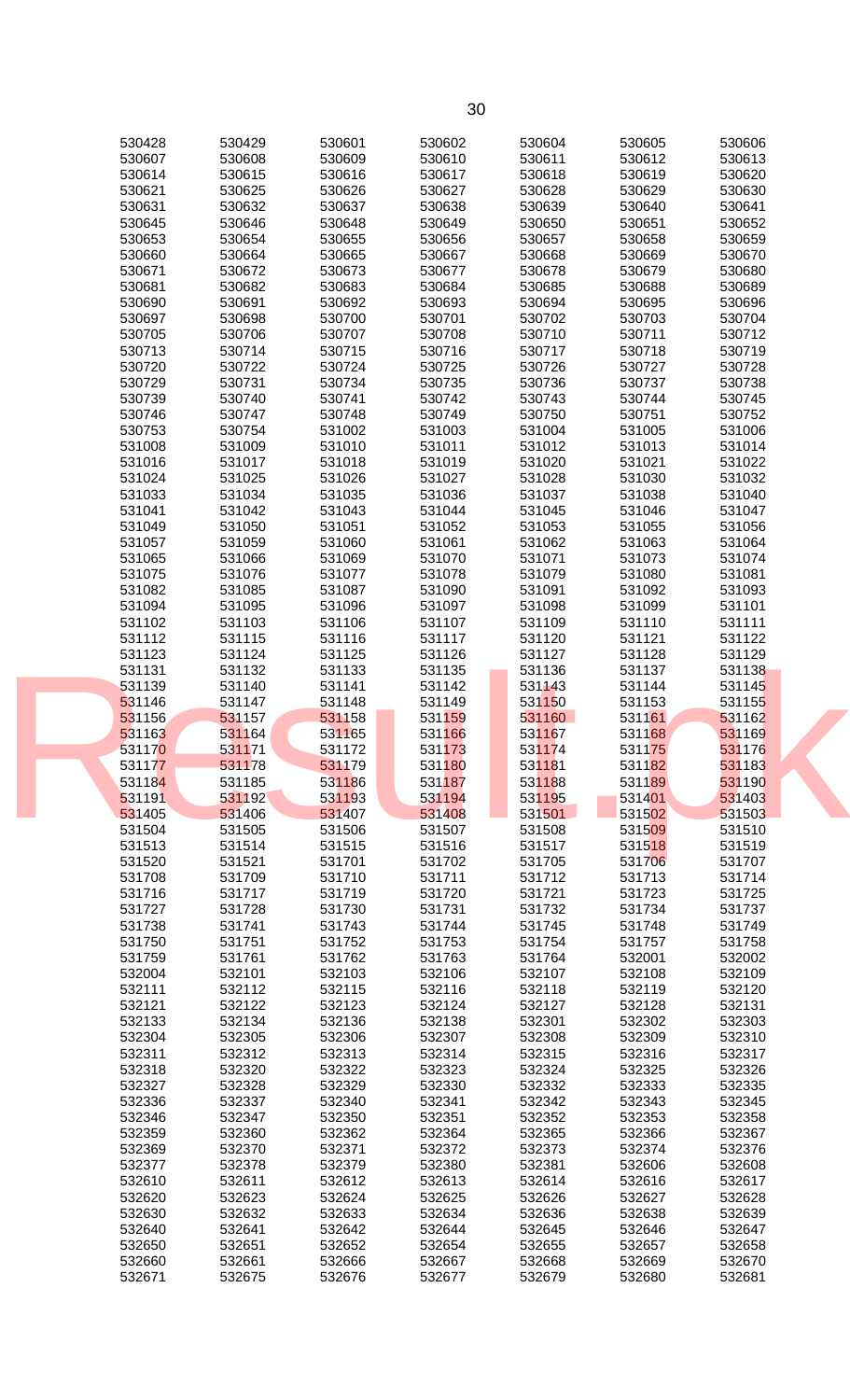| 530428 | 530429 | 530601 | 530602 | 530604 | 530605 | 530606 |
|---|---|---|---|---|---|---|
| 530607 | 530608 | 530609 | 530610 | 530611 | 530612 | 530613 |
| 530614 | 530615 | 530616 | 530617 | 530618 | 530619 | 530620 |
| 530621 | 530625 | 530626 | 530627 | 530628 | 530629 | 530630 |
| 530631 | 530632 | 530637 | 530638 | 530639 | 530640 | 530641 |
| 530645 | 530646 | 530648 | 530649 | 530650 | 530651 | 530652 |
| 530653 | 530654 | 530655 | 530656 | 530657 | 530658 | 530659 |
| 530660 | 530664 | 530665 | 530667 | 530668 | 530669 | 530670 |
| 530671 | 530672 | 530673 | 530677 | 530678 | 530679 | 530680 |
| 530681 | 530682 | 530683 | 530684 | 530685 | 530688 | 530689 |
| 530690 | 530691 | 530692 | 530693 | 530694 | 530695 | 530696 |
| 530697 | 530698 | 530700 | 530701 | 530702 | 530703 | 530704 |
| 530705 | 530706 | 530707 | 530708 | 530710 | 530711 | 530712 |
| 530713 | 530714 | 530715 | 530716 | 530717 | 530718 | 530719 |
| 530720 | 530722 | 530724 | 530725 | 530726 | 530727 | 530728 |
| 530729 | 530731 | 530734 | 530735 | 530736 | 530737 | 530738 |
| 530739 | 530740 | 530741 | 530742 | 530743 | 530744 | 530745 |
| 530746 | 530747 | 530748 | 530749 | 530750 | 530751 | 530752 |
| 530753 | 530754 | 531002 | 531003 | 531004 | 531005 | 531006 |
| 531008 | 531009 | 531010 | 531011 | 531012 | 531013 | 531014 |
| 531016 | 531017 | 531018 | 531019 | 531020 | 531021 | 531022 |
| 531024 | 531025 | 531026 | 531027 | 531028 | 531030 | 531032 |
| 531033 | 531034 | 531035 | 531036 | 531037 | 531038 | 531040 |
| 531041 | 531042 | 531043 | 531044 | 531045 | 531046 | 531047 |
| 531049 | 531050 | 531051 | 531052 | 531053 | 531055 | 531056 |
| 531057 | 531059 | 531060 | 531061 | 531062 | 531063 | 531064 |
| 531065 | 531066 | 531069 | 531070 | 531071 | 531073 | 531074 |
| 531075 | 531076 | 531077 | 531078 | 531079 | 531080 | 531081 |
| 531082 | 531085 | 531087 | 531090 | 531091 | 531092 | 531093 |
| 531094 | 531095 | 531096 | 531097 | 531098 | 531099 | 531101 |
| 531102 | 531103 | 531106 | 531107 | 531109 | 531110 | 531111 |
| 531112 | 531115 | 531116 | 531117 | 531120 | 531121 | 531122 |
| 531123 | 531124 | 531125 | 531126 | 531127 | 531128 | 531129 |
| 531131 | 531132 | 531133 | 531135 | 531136 | 531137 | 531138 |
| 531139 | 531140 | 531141 | 531142 | 531143 | 531144 | 531145 |
| 531146 | 531147 | 531148 | 531149 | 531150 | 531153 | 531155 |
| 531156 | 531157 | 531158 | 531159 | 531160 | 531161 | 531162 |
| 531163 | 531164 | 531165 | 531166 | 531167 | 531168 | 531169 |
| 531170 | 531171 | 531172 | 531173 | 531174 | 531175 | 531176 |
| 531177 | 531178 | 531179 | 531180 | 531181 | 531182 | 531183 |
| 531184 | 531185 | 531186 | 531187 | 531188 | 531189 | 531190 |
| 531191 | 531192 | 531193 | 531194 | 531195 | 531401 | 531403 |
| 531405 | 531406 | 531407 | 531408 | 531501 | 531502 | 531503 |
| 531504 | 531505 | 531506 | 531507 | 531508 | 531509 | 531510 |
| 531513 | 531514 | 531515 | 531516 | 531517 | 531518 | 531519 |
| 531520 | 531521 | 531701 | 531702 | 531705 | 531706 | 531707 |
| 531708 | 531709 | 531710 | 531711 | 531712 | 531713 | 531714 |
| 531716 | 531717 | 531719 | 531720 | 531721 | 531723 | 531725 |
| 531727 | 531728 | 531730 | 531731 | 531732 | 531734 | 531737 |
| 531738 | 531741 | 531743 | 531744 | 531745 | 531748 | 531749 |
| 531750 | 531751 | 531752 | 531753 | 531754 | 531757 | 531758 |
| 531759 | 531761 | 531762 | 531763 | 531764 | 532001 | 532002 |
| 532004 | 532101 | 532103 | 532106 | 532107 | 532108 | 532109 |
| 532111 | 532112 | 532115 | 532116 | 532118 | 532119 | 532120 |
| 532121 | 532122 | 532123 | 532124 | 532127 | 532128 | 532131 |
| 532133 | 532134 | 532136 | 532138 | 532301 | 532302 | 532303 |
| 532304 | 532305 | 532306 | 532307 | 532308 | 532309 | 532310 |
| 532311 | 532312 | 532313 | 532314 | 532315 | 532316 | 532317 |
| 532318 | 532320 | 532322 | 532323 | 532324 | 532325 | 532326 |
| 532327 | 532328 | 532329 | 532330 | 532332 | 532333 | 532335 |
| 532336 | 532337 | 532340 | 532341 | 532342 | 532343 | 532345 |
| 532346 | 532347 | 532350 | 532351 | 532352 | 532353 | 532358 |
| 532359 | 532360 | 532362 | 532364 | 532365 | 532366 | 532367 |
| 532369 | 532370 | 532371 | 532372 | 532373 | 532374 | 532376 |
| 532377 | 532378 | 532379 | 532380 | 532381 | 532606 | 532608 |
| 532610 | 532611 | 532612 | 532613 | 532614 | 532616 | 532617 |
| 532620 | 532623 | 532624 | 532625 | 532626 | 532627 | 532628 |
| 532630 | 532632 | 532633 | 532634 | 532636 | 532638 | 532639 |
| 532640 | 532641 | 532642 | 532644 | 532645 | 532646 | 532647 |
| 532650 | 532651 | 532652 | 532654 | 532655 | 532657 | 532658 |
| 532660 | 532661 | 532666 | 532667 | 532668 | 532669 | 532670 |
| 532671 | 532675 | 532676 | 532677 | 532679 | 532680 | 532681 |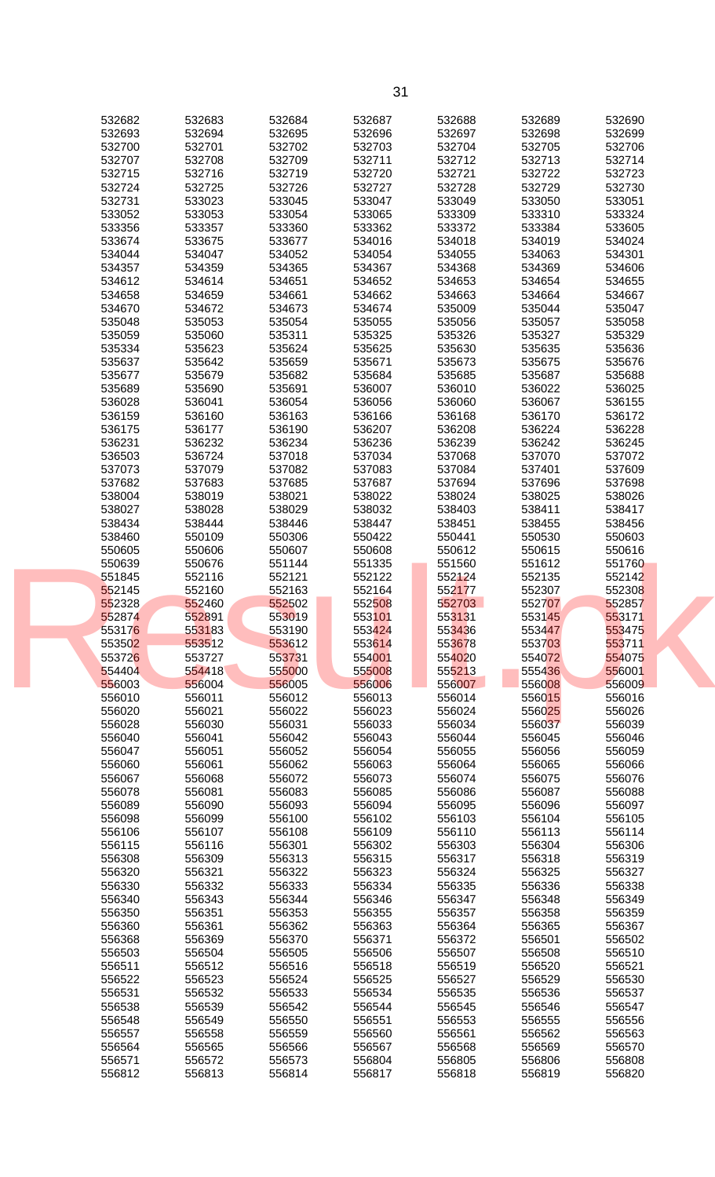| 532682 | 532683 | 532684 | 532687 | 532688 | 532689 | 532690 |
|---|---|---|---|---|---|---|
| 532693 | 532694 | 532695 | 532696 | 532697 | 532698 | 532699 |
| 532700 | 532701 | 532702 | 532703 | 532704 | 532705 | 532706 |
| 532707 | 532708 | 532709 | 532711 | 532713 | 532714 | |
| 532715 | 532716 | 532719 | 532720 | 532721 | 532722 | 532723 |
| 532724 | 532725 | 532726 | 532727 | 532728 | 532729 | 532730 |
| 532731 | 533023 | 533045 | 533047 | 533049 | 533050 | 533051 |
| 533052 | 533053 | 533054 | 533065 | 533309 | 533310 | 533324 |
| 533356 | 533357 | 533360 | 533362 | 533372 | 533384 | 533605 |
| 533674 | 533675 | 533677 | 534016 | 534018 | 534019 | 534024 |
| 534044 | 534047 | 534052 | 534054 | 534055 | 534063 | 534301 |
| 534357 | 534359 | 534365 | 534367 | 534368 | 534369 | 534606 |
| 534612 | 534614 | 534651 | 534652 | 534653 | 534654 | 534655 |
| 534658 | 534659 | 534661 | 534662 | 534663 | 534664 | 534667 |
| 534670 | 534672 | 534673 | 534674 | 535009 | 535044 | 535047 |
| 535048 | 535053 | 535054 | 535055 | 535056 | 535057 | 535058 |
| 535059 | 535060 | 535311 | 535325 | 535326 | 535327 | 535329 |
| 535334 | 535623 | 535624 | 535625 | 535630 | 535635 | 535636 |
| 535637 | 535642 | 535659 | 535671 | 535673 | 535675 | 535676 |
| 535677 | 535679 | 535682 | 535684 | 535685 | 535687 | 535688 |
| 535689 | 535690 | 535691 | 536007 | 536010 | 536022 | 536025 |
| 536028 | 536041 | 536054 | 536056 | 536060 | 536067 | 536155 |
| 536159 | 536160 | 536163 | 536166 | 536168 | 536170 | 536172 |
| 536175 | 536177 | 536190 | 536207 | 536208 | 536224 | 536228 |
| 536231 | 536232 | 536234 | 536236 | 536239 | 536242 | 536245 |
| 536503 | 536724 | 537018 | 537034 | 537068 | 537070 | 537072 |
| 537073 | 537079 | 537082 | 537083 | 537084 | 537401 | 537609 |
| 537682 | 537683 | 537685 | 537687 | 537694 | 537696 | 537698 |
| 538004 | 538019 | 538021 | 538022 | 538024 | 538025 | 538026 |
| 538027 | 538028 | 538029 | 538032 | 538403 | 538411 | 538417 |
| 538434 | 538444 | 538446 | 538447 | 538451 | 538455 | 538456 |
| 538460 | 550109 | 550306 | 550422 | 550441 | 550530 | 550603 |
| 550605 | 550606 | 550607 | 550608 | 550612 | 550615 | 550616 |
| 550639 | 550676 | 551144 | 551335 | 551560 | 551612 | 551760 |
| 551845 | 552116 | 552121 | 552122 | 552124 | 552135 | 552142 |
| 552145 | 552160 | 552163 | 552164 | 552177 | 552307 | 552308 |
| 552328 | 552460 | 552502 | 552508 | 552703 | 552707 | 552857 |
| 552874 | 552891 | 553019 | 553101 | 553131 | 553145 | 553171 |
| 553176 | 553183 | 553190 | 553424 | 553436 | 553447 | 553475 |
| 553502 | 553512 | 553612 | 553614 | 553678 | 553703 | 553711 |
| 553726 | 553727 | 553731 | 554001 | 554020 | 554072 | 554075 |
| 554404 | 554418 | 555000 | 555008 | 555213 | 555436 | 556001 |
| 556003 | 556004 | 556005 | 556006 | 556007 | 556008 | 556009 |
| 556010 | 556011 | 556012 | 556013 | 556014 | 556015 | 556016 |
| 556020 | 556021 | 556022 | 556023 | 556024 | 556025 | 556026 |
| 556028 | 556030 | 556031 | 556033 | 556034 | 556037 | 556039 |
| 556040 | 556041 | 556042 | 556043 | 556044 | 556045 | 556046 |
| 556047 | 556051 | 556052 | 556054 | 556055 | 556056 | 556059 |
| 556060 | 556061 | 556062 | 556063 | 556064 | 556065 | 556066 |
| 556067 | 556068 | 556072 | 556073 | 556074 | 556075 | 556076 |
| 556078 | 556081 | 556083 | 556085 | 556086 | 556087 | 556088 |
| 556089 | 556090 | 556093 | 556094 | 556095 | 556096 | 556097 |
| 556098 | 556099 | 556100 | 556102 | 556103 | 556104 | 556105 |
| 556106 | 556107 | 556108 | 556109 | 556110 | 556113 | 556114 |
| 556115 | 556116 | 556301 | 556302 | 556303 | 556304 | 556306 |
| 556308 | 556309 | 556313 | 556315 | 556317 | 556318 | 556319 |
| 556320 | 556321 | 556322 | 556323 | 556324 | 556325 | 556327 |
| 556330 | 556332 | 556333 | 556334 | 556335 | 556336 | 556338 |
| 556340 | 556343 | 556344 | 556346 | 556347 | 556348 | 556349 |
| 556350 | 556351 | 556353 | 556355 | 556357 | 556358 | 556359 |
| 556360 | 556361 | 556362 | 556363 | 556364 | 556365 | 556367 |
| 556368 | 556369 | 556370 | 556371 | 556372 | 556501 | 556502 |
| 556503 | 556504 | 556505 | 556506 | 556507 | 556508 | 556510 |
| 556511 | 556512 | 556516 | 556518 | 556519 | 556520 | 556521 |
| 556522 | 556523 | 556524 | 556525 | 556527 | 556529 | 556530 |
| 556531 | 556532 | 556533 | 556534 | 556535 | 556536 | 556537 |
| 556538 | 556539 | 556542 | 556544 | 556545 | 556546 | 556547 |
| 556548 | 556549 | 556550 | 556551 | 556553 | 556555 | 556556 |
| 556557 | 556558 | 556559 | 556560 | 556561 | 556562 | 556563 |
| 556564 | 556565 | 556566 | 556567 | 556568 | 556569 | 556570 |
| 556571 | 556572 | 556573 | 556804 | 556805 | 556806 | 556808 |
| 556812 | 556813 | 556814 | 556817 | 556818 | 556819 | 556820 |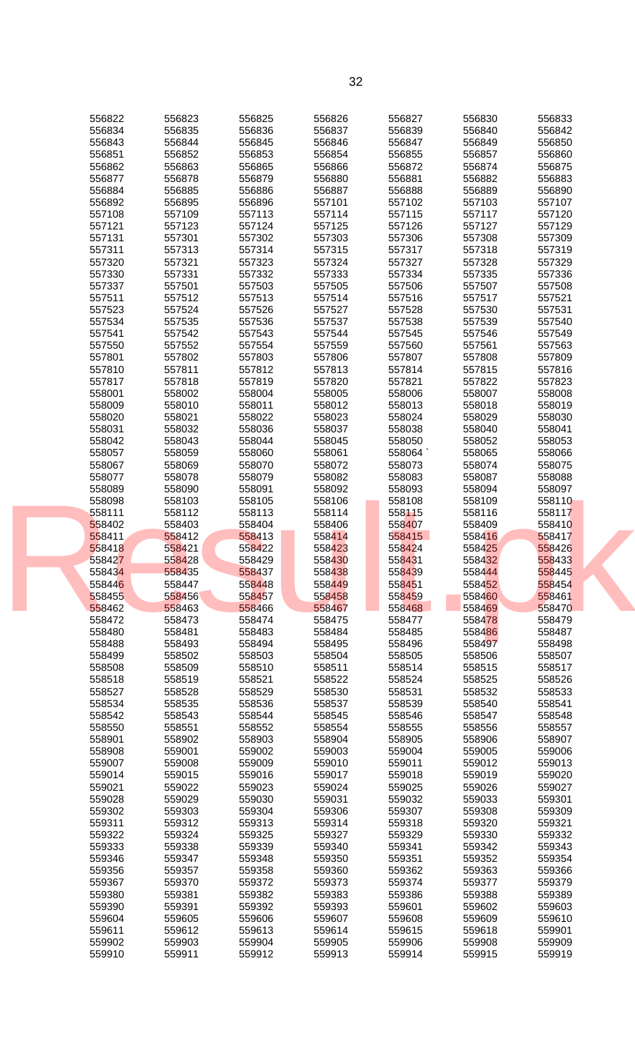| | | | | | | |
|---|---|---|---|---|---|---|
| 556822 | 556823 | 556825 | 556826 | 556827 | 556830 | 556833 |
| 556834 | 556835 | 556836 | 556837 | 556839 | 556840 | 556842 |
| 556843 | 556844 | 556845 | 556846 | 556847 | 556849 | 556850 |
| 556851 | 556852 | 556853 | 556854 | 556855 | 556857 | 556860 |
| 556862 | 556863 | 556865 | 556866 | 556872 | 556874 | 556875 |
| 556877 | 556878 | 556879 | 556880 | 556881 | 556882 | 556883 |
| 556884 | 556885 | 556886 | 556887 | 556888 | 556889 | 556890 |
| 556892 | 556895 | 556896 | 557101 | 557102 | 557103 | 557107 |
| 557108 | 557109 | 557113 | 557114 | 557115 | 557117 | 557120 |
| 557121 | 557123 | 557124 | 557125 | 557126 | 557127 | 557129 |
| 557131 | 557301 | 557302 | 557303 | 557306 | 557308 | 557309 |
| 557311 | 557313 | 557314 | 557315 | 557317 | 557318 | 557319 |
| 557320 | 557321 | 557323 | 557324 | 557327 | 557328 | 557329 |
| 557330 | 557331 | 557332 | 557333 | 557334 | 557335 | 557336 |
| 557337 | 557501 | 557503 | 557505 | 557506 | 557507 | 557508 |
| 557511 | 557512 | 557513 | 557514 | 557516 | 557517 | 557521 |
| 557523 | 557524 | 557526 | 557527 | 557528 | 557530 | 557531 |
| 557534 | 557535 | 557536 | 557537 | 557538 | 557539 | 557540 |
| 557541 | 557542 | 557543 | 557544 | 557545 | 557546 | 557549 |
| 557550 | 557552 | 557554 | 557559 | 557560 | 557561 | 557563 |
| 557801 | 557802 | 557803 | 557806 | 557807 | 557808 | 557809 |
| 557810 | 557811 | 557812 | 557813 | 557814 | 557815 | 557816 |
| 557817 | 557818 | 557819 | 557820 | 557821 | 557822 | 557823 |
| 558001 | 558002 | 558004 | 558005 | 558006 | 558007 | 558008 |
| 558009 | 558010 | 558011 | 558012 | 558013 | 558018 | 558019 |
| 558020 | 558021 | 558022 | 558023 | 558024 | 558029 | 558030 |
| 558031 | 558032 | 558036 | 558037 | 558038 | 558040 | 558041 |
| 558042 | 558043 | 558044 | 558045 | 558050 | 558052 | 558053 |
| 558057 | 558059 | 558060 | 558061 | 558064 ` | 558065 | 558066 |
| 558067 | 558069 | 558070 | 558072 | 558073 | 558074 | 558075 |
| 558077 | 558078 | 558079 | 558082 | 558083 | 558087 | 558088 |
| 558089 | 558090 | 558091 | 558092 | 558093 | 558094 | 558097 |
| 558098 | 558103 | 558105 | 558106 | 558108 | 558109 | 558110 |
| 558111 | 558112 | 558113 | 558114 | 558115 | 558116 | 558117 |
| 558402 | 558403 | 558404 | 558406 | 558407 | 558409 | 558410 |
| 558411 | 558412 | 558413 | 558414 | 558415 | 558416 | 558417 |
| 558418 | 558421 | 558422 | 558423 | 558424 | 558425 | 558426 |
| 558427 | 558428 | 558429 | 558430 | 558431 | 558432 | 558433 |
| 558434 | 558435 | 558437 | 558438 | 558439 | 558444 | 558445 |
| 558446 | 558447 | 558448 | 558449 | 558451 | 558452 | 558454 |
| 558455 | 558456 | 558457 | 558458 | 558459 | 558460 | 558461 |
| 558462 | 558463 | 558466 | 558467 | 558468 | 558469 | 558470 |
| 558472 | 558473 | 558474 | 558475 | 558477 | 558478 | 558479 |
| 558480 | 558481 | 558483 | 558484 | 558485 | 558486 | 558487 |
| 558488 | 558493 | 558494 | 558495 | 558496 | 558497 | 558498 |
| 558499 | 558502 | 558503 | 558504 | 558505 | 558506 | 558507 |
| 558508 | 558509 | 558510 | 558511 | 558514 | 558515 | 558517 |
| 558518 | 558519 | 558521 | 558522 | 558524 | 558525 | 558526 |
| 558527 | 558528 | 558529 | 558530 | 558531 | 558532 | 558533 |
| 558534 | 558535 | 558536 | 558537 | 558539 | 558540 | 558541 |
| 558542 | 558543 | 558544 | 558545 | 558546 | 558547 | 558548 |
| 558550 | 558551 | 558552 | 558554 | 558555 | 558556 | 558557 |
| 558901 | 558902 | 558903 | 558904 | 558905 | 558906 | 558907 |
| 558908 | 559001 | 559002 | 559003 | 559004 | 559005 | 559006 |
| 559007 | 559008 | 559009 | 559010 | 559011 | 559012 | 559013 |
| 559014 | 559015 | 559016 | 559017 | 559018 | 559019 | 559020 |
| 559021 | 559022 | 559023 | 559024 | 559025 | 559026 | 559027 |
| 559028 | 559029 | 559030 | 559031 | 559032 | 559033 | 559301 |
| 559302 | 559303 | 559304 | 559306 | 559307 | 559308 | 559309 |
| 559311 | 559312 | 559313 | 559314 | 559318 | 559320 | 559321 |
| 559322 | 559324 | 559325 | 559327 | 559329 | 559330 | 559332 |
| 559333 | 559338 | 559339 | 559340 | 559341 | 559342 | 559343 |
| 559346 | 559347 | 559348 | 559350 | 559351 | 559352 | 559354 |
| 559356 | 559357 | 559358 | 559360 | 559362 | 559363 | 559366 |
| 559367 | 559370 | 559372 | 559373 | 559374 | 559377 | 559379 |
| 559380 | 559381 | 559382 | 559383 | 559386 | 559388 | 559389 |
| 559390 | 559391 | 559392 | 559393 | 559601 | 559602 | 559603 |
| 559604 | 559605 | 559606 | 559607 | 559608 | 559609 | 559610 |
| 559611 | 559612 | 559613 | 559614 | 559615 | 559618 | 559901 |
| 559902 | 559903 | 559904 | 559905 | 559906 | 559908 | 559909 |
| 559910 | 559911 | 559912 | 559913 | 559914 | 559915 | 559919 |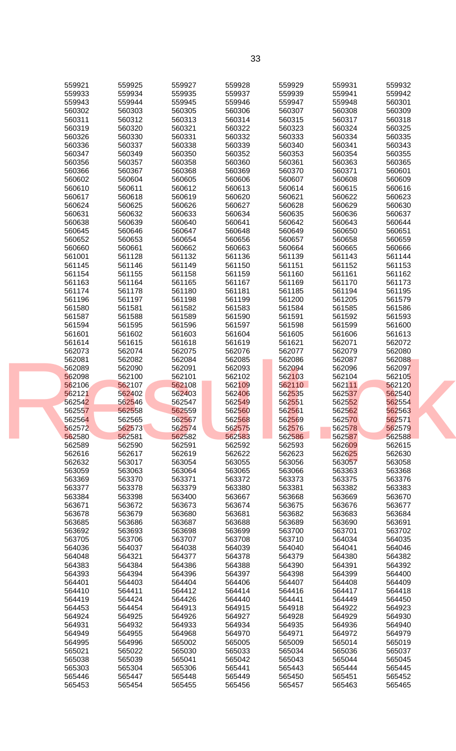| 559921 | 559925 | 559927 | 559928 | 559929 | 559931 | 559932 |
|---|---|---|---|---|---|---|
| 559933 | 559934 | 559935 | 559937 | 559939 | 559941 | 559942 |
| 559943 | 559944 | 559945 | 559946 | 559947 | 559948 | 560301 |
| 560302 | 560303 | 560305 | 560306 | 560307 | 560308 | 560309 |
| 560311 | 560312 | 560313 | 560314 | 560315 | 560317 | 560318 |
| 560319 | 560320 | 560321 | 560322 | 560323 | 560324 | 560325 |
| 560326 | 560330 | 560331 | 560332 | 560333 | 560334 | 560335 |
| 560336 | 560337 | 560338 | 560339 | 560340 | 560341 | 560343 |
| 560347 | 560349 | 560350 | 560352 | 560353 | 560354 | 560355 |
| 560356 | 560357 | 560358 | 560360 | 560361 | 560363 | 560365 |
| 560366 | 560367 | 560368 | 560369 | 560370 | 560371 | 560601 |
| 560602 | 560604 | 560605 | 560606 | 560607 | 560608 | 560609 |
| 560610 | 560611 | 560612 | 560613 | 560614 | 560615 | 560616 |
| 560617 | 560618 | 560619 | 560620 | 560621 | 560622 | 560623 |
| 560624 | 560625 | 560626 | 560627 | 560628 | 560629 | 560630 |
| 560631 | 560632 | 560633 | 560634 | 560635 | 560636 | 560637 |
| 560638 | 560639 | 560640 | 560641 | 560642 | 560643 | 560644 |
| 560645 | 560646 | 560647 | 560648 | 560649 | 560650 | 560651 |
| 560652 | 560653 | 560654 | 560656 | 560657 | 560658 | 560659 |
| 560660 | 560661 | 560662 | 560663 | 560664 | 560665 | 560666 |
| 561001 | 561128 | 561132 | 561136 | 561139 | 561143 | 561144 |
| 561145 | 561146 | 561149 | 561150 | 561151 | 561152 | 561153 |
| 561154 | 561155 | 561158 | 561159 | 561160 | 561161 | 561162 |
| 561163 | 561164 | 561165 | 561167 | 561169 | 561170 | 561173 |
| 561174 | 561178 | 561180 | 561181 | 561185 | 561194 | 561195 |
| 561196 | 561197 | 561198 | 561199 | 561200 | 561205 | 561579 |
| 561580 | 561581 | 561582 | 561583 | 561584 | 561585 | 561586 |
| 561587 | 561588 | 561589 | 561590 | 561591 | 561592 | 561593 |
| 561594 | 561595 | 561596 | 561597 | 561598 | 561599 | 561600 |
| 561601 | 561602 | 561603 | 561604 | 561605 | 561606 | 561613 |
| 561614 | 561615 | 561618 | 561619 | 561621 | 562071 | 562072 |
| 562073 | 562074 | 562075 | 562076 | 562077 | 562079 | 562080 |
| 562081 | 562082 | 562084 | 562085 | 562086 | 562087 | 562088 |
| 562089 | 562090 | 562091 | 562093 | 562094 | 562096 | 562097 |
| 562098 | 562100 | 562101 | 562102 | 562103 | 562104 | 562105 |
| 562106 | 562107 | 562108 | 562109 | 562110 | 562111 | 562120 |
| 562121 | 562402 | 562403 | 562406 | 562535 | 562537 | 562540 |
| 562542 | 562546 | 562547 | 562549 | 562551 | 562552 | 562554 |
| 562557 | 562558 | 562559 | 562560 | 562561 | 562562 | 562563 |
| 562564 | 562565 | 562567 | 562568 | 562569 | 562570 | 562571 |
| 562572 | 562573 | 562574 | 562575 | 562576 | 562578 | 562579 |
| 562580 | 562581 | 562582 | 562583 | 562586 | 562587 | 562588 |
| 562589 | 562590 | 562591 | 562592 | 562593 | 562609 | 562615 |
| 562616 | 562617 | 562619 | 562622 | 562623 | 562625 | 562630 |
| 562632 | 563017 | 563054 | 563055 | 563056 | 563057 | 563058 |
| 563059 | 563063 | 563064 | 563065 | 563066 | 563363 | 563368 |
| 563369 | 563370 | 563371 | 563372 | 563373 | 563375 | 563376 |
| 563377 | 563378 | 563379 | 563380 | 563381 | 563382 | 563383 |
| 563384 | 563398 | 563400 | 563667 | 563668 | 563669 | 563670 |
| 563671 | 563672 | 563673 | 563674 | 563675 | 563676 | 563677 |
| 563678 | 563679 | 563680 | 563681 | 563682 | 563683 | 563684 |
| 563685 | 563686 | 563687 | 563688 | 563689 | 563690 | 563691 |
| 563692 | 563693 | 563698 | 563699 | 563700 | 563701 | 563702 |
| 563705 | 563706 | 563707 | 563708 | 563710 | 564034 | 564035 |
| 564036 | 564037 | 564038 | 564039 | 564040 | 564041 | 564046 |
| 564048 | 564321 | 564377 | 564378 | 564379 | 564380 | 564382 |
| 564383 | 564384 | 564386 | 564388 | 564390 | 564391 | 564392 |
| 564393 | 564394 | 564396 | 564397 | 564398 | 564399 | 564400 |
| 564401 | 564403 | 564404 | 564406 | 564407 | 564408 | 564409 |
| 564410 | 564411 | 564412 | 564414 | 564416 | 564417 | 564418 |
| 564419 | 564424 | 564426 | 564440 | 564441 | 564449 | 564450 |
| 564453 | 564454 | 564913 | 564915 | 564918 | 564922 | 564923 |
| 564924 | 564925 | 564926 | 564927 | 564928 | 564929 | 564930 |
| 564931 | 564932 | 564933 | 564934 | 564935 | 564936 | 564940 |
| 564949 | 564955 | 564968 | 564970 | 564971 | 564972 | 564979 |
| 564995 | 564996 | 565002 | 565005 | 565009 | 565014 | 565019 |
| 565021 | 565022 | 565030 | 565033 | 565034 | 565036 | 565037 |
| 565038 | 565039 | 565041 | 565042 | 565043 | 565044 | 565045 |
| 565303 | 565304 | 565306 | 565441 | 565443 | 565444 | 565445 |
| 565446 | 565447 | 565448 | 565449 | 565450 | 565451 | 565452 |
| 565453 | 565454 | 565455 | 565456 | 565457 | 565463 | 565465 |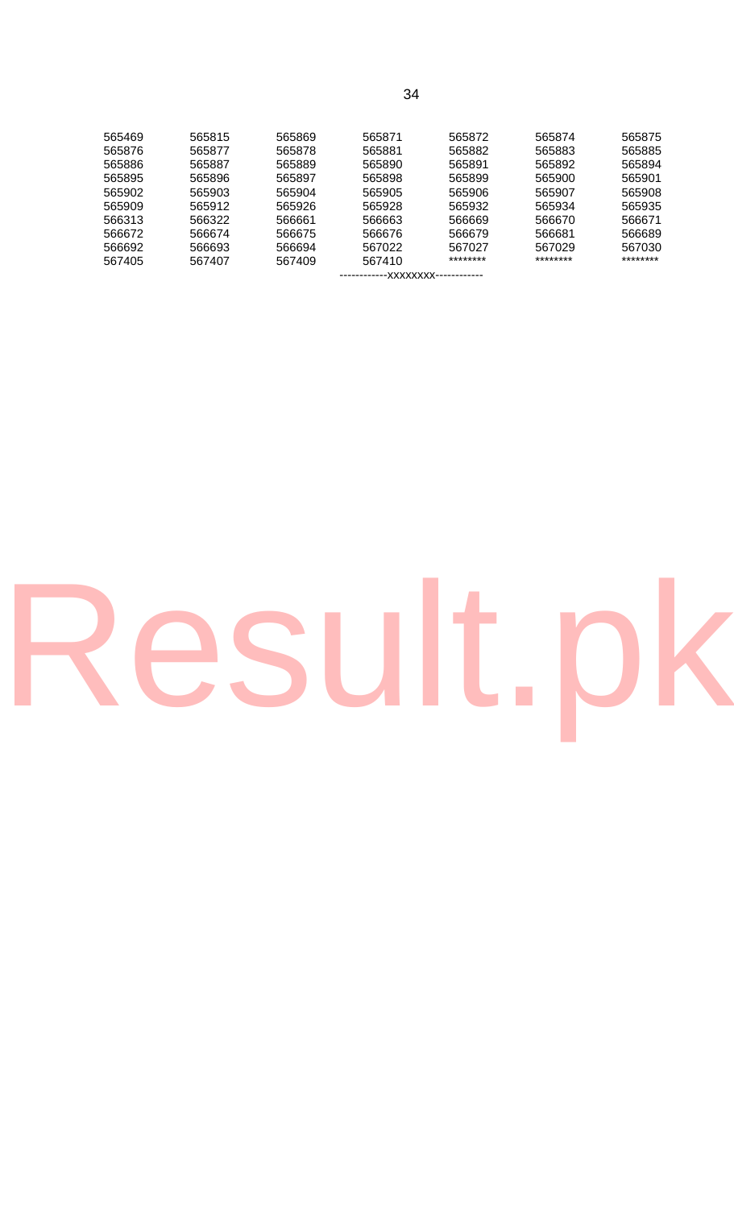| | | | | | | |
|---|---|---|---|---|---|---|
| 565469 | 565815 | 565869 | 565871 | 565872 | 565874 | 565875 |
| 565876 | 565877 | 565878 | 565881 | 565882 | 565883 | 565885 |
| 565886 | 565887 | 565889 | 565890 | 565891 | 565892 | 565894 |
| 565895 | 565896 | 565897 | 565898 | 565899 | 565900 | 565901 |
| 565902 | 565903 | 565904 | 565905 | 565906 | 565907 | 565908 |
| 565909 | 565912 | 565926 | 565928 | 565932 | 565934 | 565935 |
| 566313 | 566322 | 566661 | 566663 | 566669 | 566670 | 566671 |
| 566672 | 566674 | 566675 | 566676 | 566679 | 566681 | 566689 |
| 566692 | 566693 | 566694 | 567022 | 567027 | 567029 | 567030 |
| 567405 | 567407 | 567409 | 567410 | ******** | ******** | ******** |

------------XXXXXXX------------

Result.pk